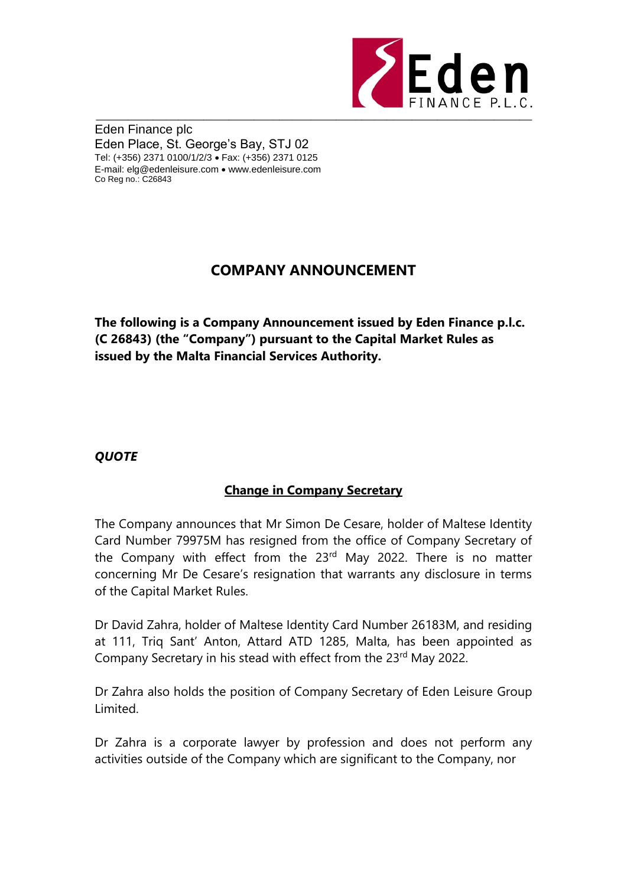Eden Finance plc
Eden Place, St. George's Bay, STJ 02
Tel: (+356) 2371 0100/1/2/3 • Fax: (+356) 2371 0125
E-mail: elg@edenleisure.com • www.edenleisure.com
Co Reg no.: C26843

# COMPANY ANNOUNCEMENT

**The following is a Company Announcement issued by Eden Finance p.l.c. (C 26843) (the "Company") pursuant to the Capital Market Rules as issued by the Malta Financial Services Authority.**

***QUOTE***

## <u>Change in Company Secretary</u>

The Company announces that Mr Simon De Cesare, holder of Maltese Identity Card Number 79975M has resigned from the office of Company Secretary of the Company with effect from the 23rd May 2022. There is no matter concerning Mr De Cesare's resignation that warrants any disclosure in terms of the Capital Market Rules.

Dr David Zahra, holder of Maltese Identity Card Number 26183M, and residing at 111, Triq Sant' Anton, Attard ATD 1285, Malta, has been appointed as Company Secretary in his stead with effect from the 23rd May 2022.

Dr Zahra also holds the position of Company Secretary of Eden Leisure Group Limited.

Dr Zahra is a corporate lawyer by profession and does not perform any activities outside of the Company which are significant to the Company, nor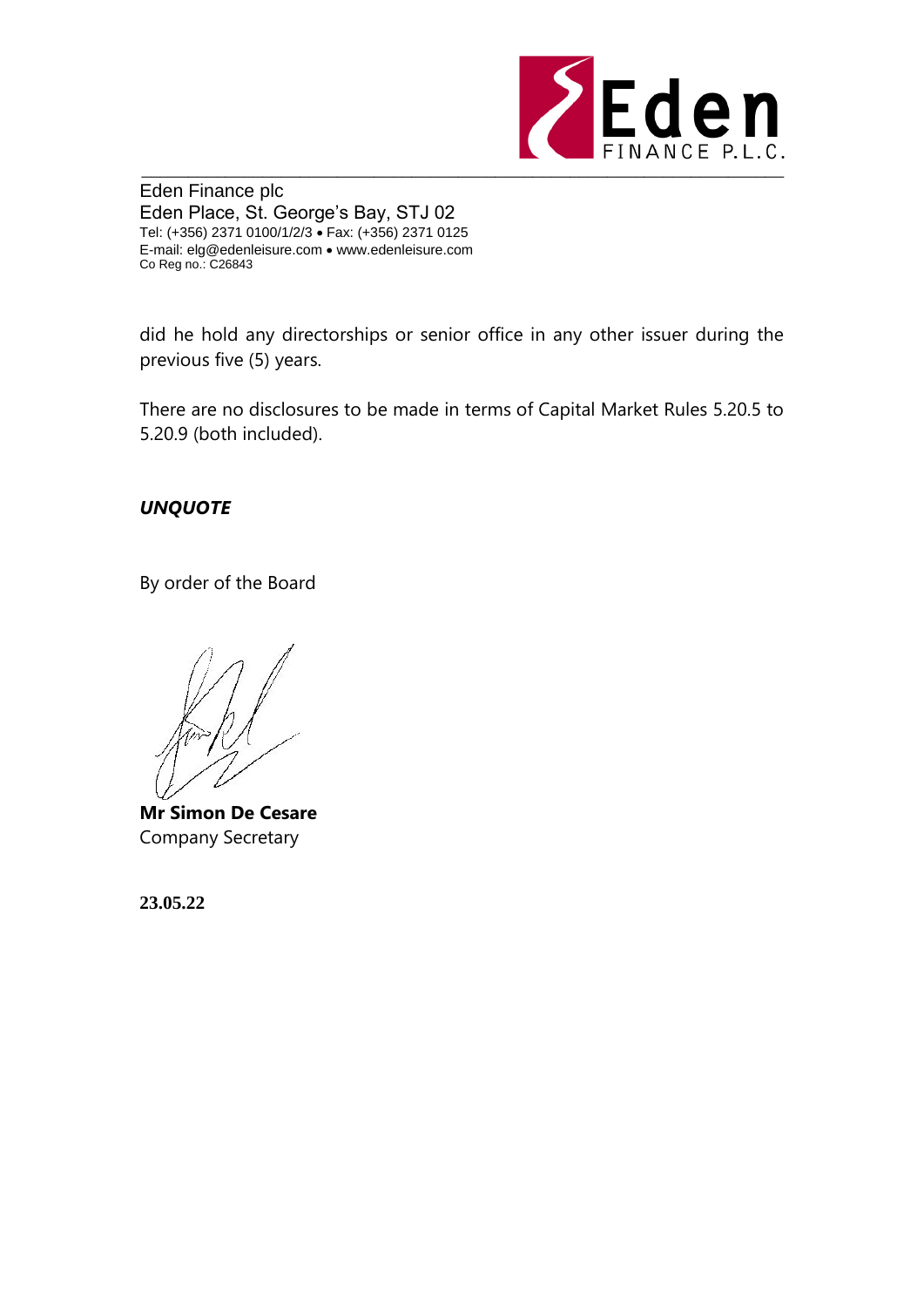Eden Finance plc
Eden Place, St. George's Bay, STJ 02
Tel: (+356) 2371 0100/1/2/3 • Fax: (+356) 2371 0125
E-mail: elg@edenleisure.com • www.edenleisure.com
Co Reg no.: C26843

did he hold any directorships or senior office in any other issuer during the previous five (5) years.

There are no disclosures to be made in terms of Capital Market Rules 5.20.5 to 5.20.9 (both included).

***UNQUOTE***

By order of the Board

**Mr Simon De Cesare**
Company Secretary

**23.05.22**